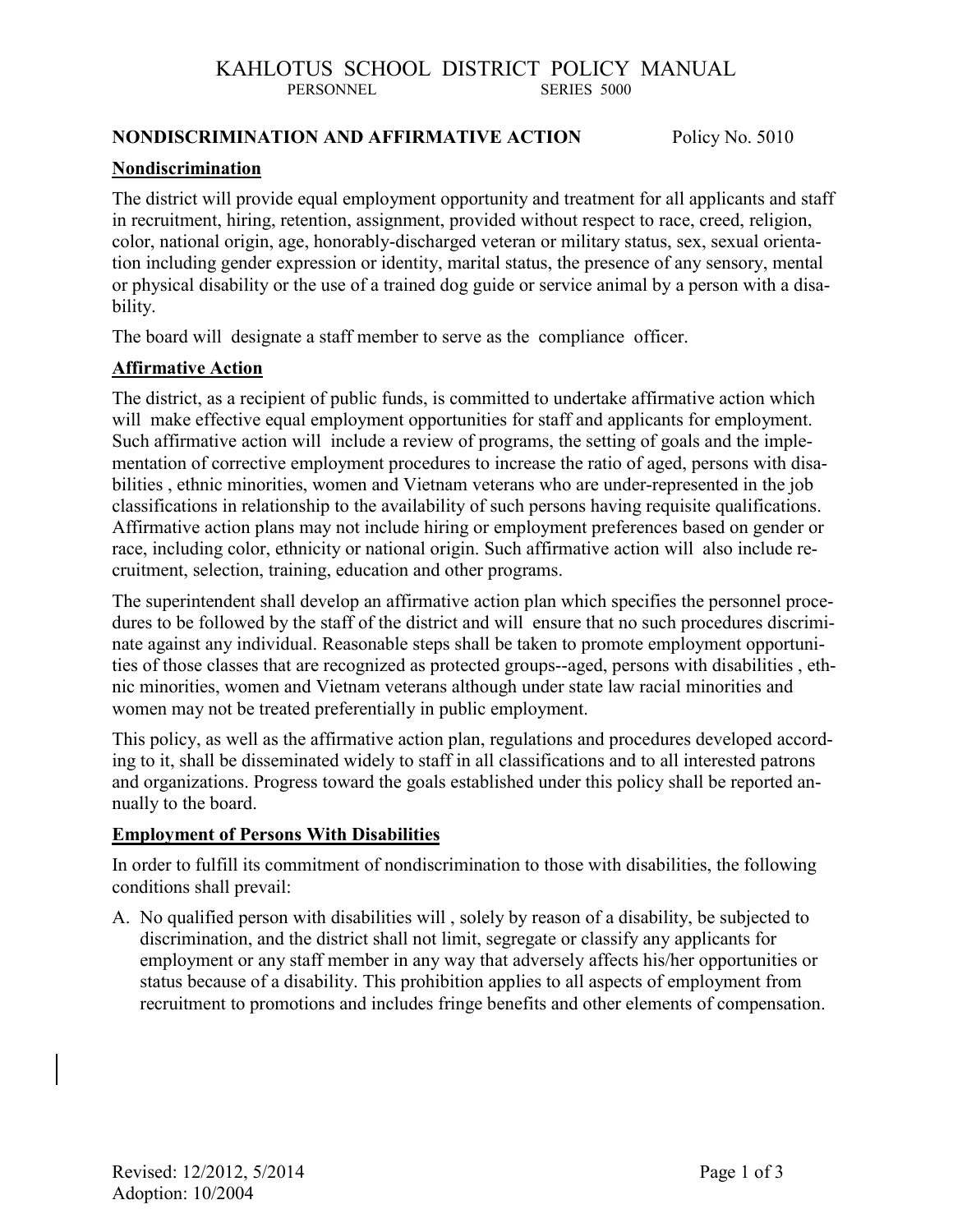# KAHLOTUS SCHOOL DISTRICT POLICY MANUAL

PERSONNEL SERIES 5000

## NONDISCRIMINATION AND AFFIRMATIVE ACTION Policy No. 5010

### Nondiscrimination

The district will provide equal employment opportunity and treatment for all applicants and staff in recruitment, hiring, retention, assignment, provided without respect to race, creed, religion, color, national origin, age, honorably-discharged veteran or military status, sex, sexual orientation including gender expression or identity, marital status, the presence of any sensory, mental or physical disability or the use of a trained dog guide or service animal by a person with a disability.

The board will designate a staff member to serve as the compliance officer.

### Affirmative Action

The district, as a recipient of public funds, is committed to undertake affirmative action which will make effective equal employment opportunities for staff and applicants for employment. Such affirmative action will include a review of programs, the setting of goals and the implementation of corrective employment procedures to increase the ratio of aged, persons with disabilities , ethnic minorities, women and Vietnam veterans who are under-represented in the job classifications in relationship to the availability of such persons having requisite qualifications. Affirmative action plans may not include hiring or employment preferences based on gender or race, including color, ethnicity or national origin. Such affirmative action will also include recruitment, selection, training, education and other programs.

The superintendent shall develop an affirmative action plan which specifies the personnel procedures to be followed by the staff of the district and will ensure that no such procedures discriminate against any individual. Reasonable steps shall be taken to promote employment opportunities of those classes that are recognized as protected groups--aged, persons with disabilities , ethnic minorities, women and Vietnam veterans although under state law racial minorities and women may not be treated preferentially in public employment.

This policy, as well as the affirmative action plan, regulations and procedures developed according to it, shall be disseminated widely to staff in all classifications and to all interested patrons and organizations. Progress toward the goals established under this policy shall be reported annually to the board.

### Employment of Persons With Disabilities

In order to fulfill its commitment of nondiscrimination to those with disabilities, the following conditions shall prevail:

A. No qualified person with disabilities will , solely by reason of a disability, be subjected to discrimination, and the district shall not limit, segregate or classify any applicants for employment or any staff member in any way that adversely affects his/her opportunities or status because of a disability. This prohibition applies to all aspects of employment from recruitment to promotions and includes fringe benefits and other elements of compensation.

Revised: 12/2012, 5/2014
Adoption: 10/2004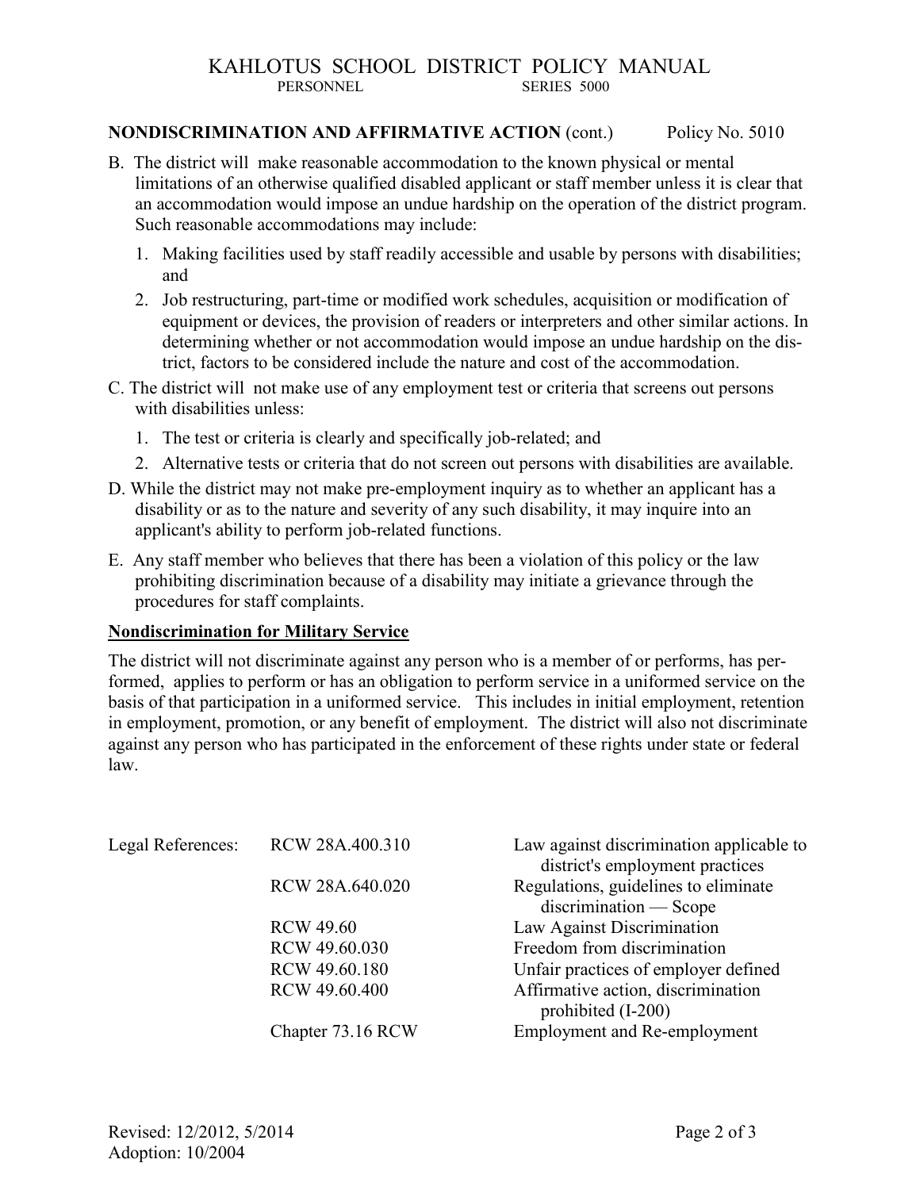**NONDISCRIMINATION AND AFFIRMATIVE ACTION** (cont.) Policy No. 5010

B. The district will make reasonable accommodation to the known physical or mental limitations of an otherwise qualified disabled applicant or staff member unless it is clear that an accommodation would impose an undue hardship on the operation of the district program. Such reasonable accommodations may include:

1. Making facilities used by staff readily accessible and usable by persons with disabilities; and
2. Job restructuring, part-time or modified work schedules, acquisition or modification of equipment or devices, the provision of readers or interpreters and other similar actions. In determining whether or not accommodation would impose an undue hardship on the district, factors to be considered include the nature and cost of the accommodation.

C. The district will not make use of any employment test or criteria that screens out persons with disabilities unless:

1. The test or criteria is clearly and specifically job-related; and
2. Alternative tests or criteria that do not screen out persons with disabilities are available.

D. While the district may not make pre-employment inquiry as to whether an applicant has a disability or as to the nature and severity of any such disability, it may inquire into an applicant's ability to perform job-related functions.

E. Any staff member who believes that there has been a violation of this policy or the law prohibiting discrimination because of a disability may initiate a grievance through the procedures for staff complaints.

**Nondiscrimination for Military Service**

The district will not discriminate against any person who is a member of or performs, has performed, applies to perform or has an obligation to perform service in a uniformed service on the basis of that participation in a uniformed service. This includes in initial employment, retention in employment, promotion, or any benefit of employment. The district will also not discriminate against any person who has participated in the enforcement of these rights under state or federal law.

| Legal References: | | |
|---|---|---|
| | RCW 28A.400.310 | Law against discrimination applicable to district's employment practices |
| | RCW 28A.640.020 | Regulations, guidelines to eliminate discrimination — Scope |
| | RCW 49.60 | Law Against Discrimination |
| | RCW 49.60.030 | Freedom from discrimination |
| | RCW 49.60.180 | Unfair practices of employer defined |
| | RCW 49.60.400 | Affirmative action, discrimination prohibited (I-200) |
| | Chapter 73.16 RCW | Employment and Re-employment |

Revised: 12/2012, 5/2014
Adoption: 10/2004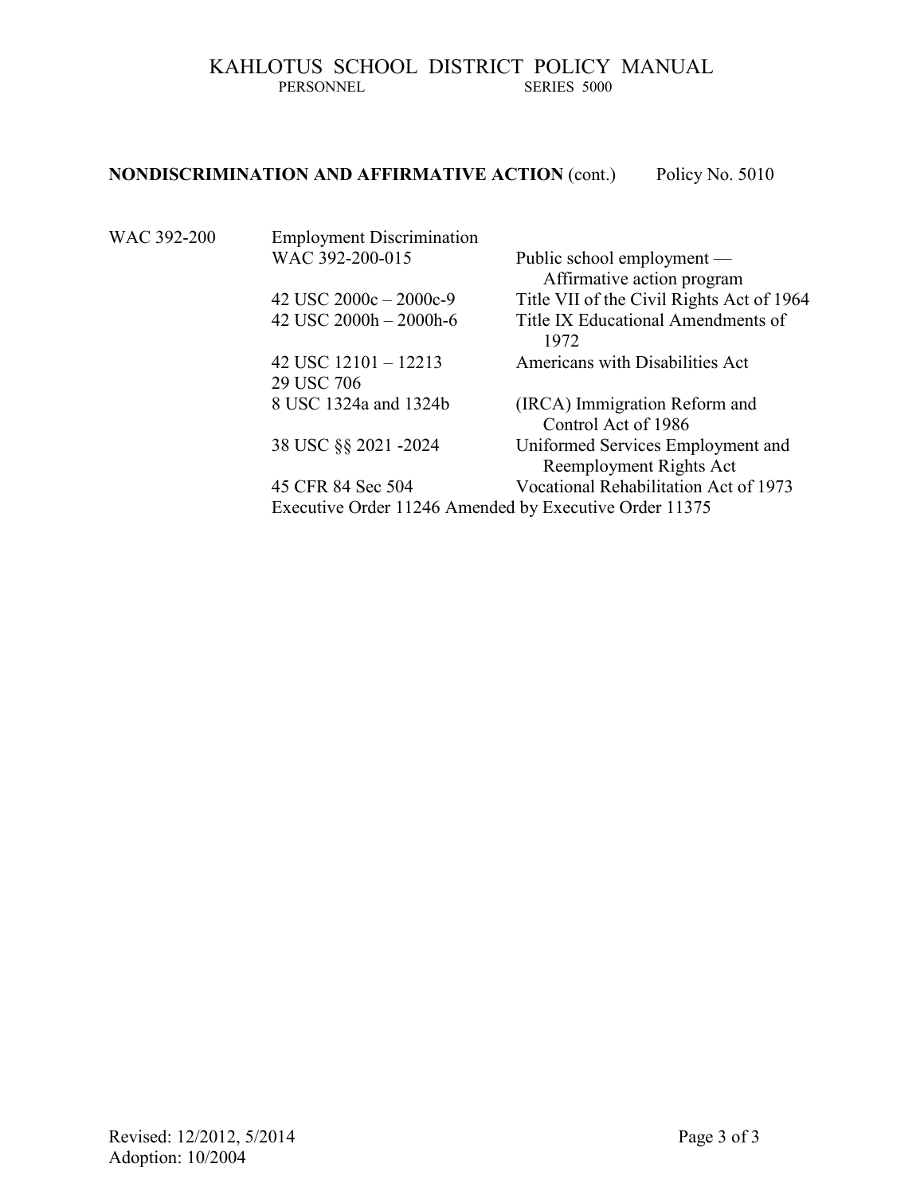**NONDISCRIMINATION AND AFFIRMATIVE ACTION** (cont.) Policy No. 5010

| | | |
|---|---|---|
| WAC 392-200 | Employment Discrimination | |
| | WAC 392-200-015 | Public school employment — Affirmative action program |
| | 42 USC 2000c – 2000c-9 | Title VII of the Civil Rights Act of 1964 |
| | 42 USC 2000h – 2000h-6 | Title IX Educational Amendments of 1972 |
| | 42 USC 12101 – 12213 | Americans with Disabilities Act |
| | 29 USC 706 | |
| | 8 USC 1324a and 1324b | (IRCA) Immigration Reform and Control Act of 1986 |
| | 38 USC §§ 2021 -2024 | Uniformed Services Employment and Reemployment Rights Act |
| | 45 CFR 84 Sec 504 | Vocational Rehabilitation Act of 1973 |
| | Executive Order 11246 Amended by Executive Order 11375 | |

Revised: 12/2012, 5/2014
Adoption: 10/2004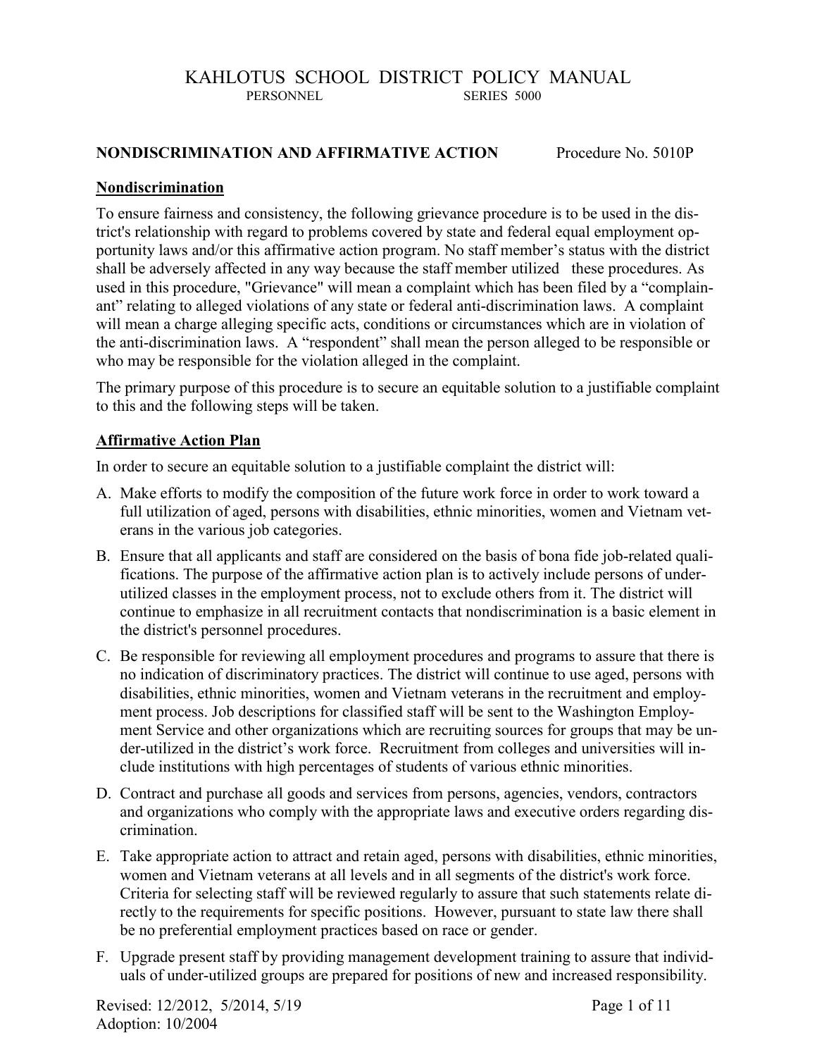# KAHLOTUS SCHOOL DISTRICT POLICY MANUAL

PERSONNEL SERIES 5000

**NONDISCRIMINATION AND AFFIRMATIVE ACTION** Procedure No. 5010P

## Nondiscrimination

To ensure fairness and consistency, the following grievance procedure is to be used in the district's relationship with regard to problems covered by state and federal equal employment opportunity laws and/or this affirmative action program. No staff member's status with the district shall be adversely affected in any way because the staff member utilized these procedures. As used in this procedure, "Grievance" will mean a complaint which has been filed by a "complainant" relating to alleged violations of any state or federal anti-discrimination laws. A complaint will mean a charge alleging specific acts, conditions or circumstances which are in violation of the anti-discrimination laws. A "respondent" shall mean the person alleged to be responsible or who may be responsible for the violation alleged in the complaint.

The primary purpose of this procedure is to secure an equitable solution to a justifiable complaint to this and the following steps will be taken.

## Affirmative Action Plan

In order to secure an equitable solution to a justifiable complaint the district will:

A. Make efforts to modify the composition of the future work force in order to work toward a full utilization of aged, persons with disabilities, ethnic minorities, women and Vietnam veterans in the various job categories.

B. Ensure that all applicants and staff are considered on the basis of bona fide job-related qualifications. The purpose of the affirmative action plan is to actively include persons of under-utilized classes in the employment process, not to exclude others from it. The district will continue to emphasize in all recruitment contacts that nondiscrimination is a basic element in the district's personnel procedures.

C. Be responsible for reviewing all employment procedures and programs to assure that there is no indication of discriminatory practices. The district will continue to use aged, persons with disabilities, ethnic minorities, women and Vietnam veterans in the recruitment and employment process. Job descriptions for classified staff will be sent to the Washington Employment Service and other organizations which are recruiting sources for groups that may be under-utilized in the district's work force. Recruitment from colleges and universities will include institutions with high percentages of students of various ethnic minorities.

D. Contract and purchase all goods and services from persons, agencies, vendors, contractors and organizations who comply with the appropriate laws and executive orders regarding discrimination.

E. Take appropriate action to attract and retain aged, persons with disabilities, ethnic minorities, women and Vietnam veterans at all levels and in all segments of the district's work force. Criteria for selecting staff will be reviewed regularly to assure that such statements relate directly to the requirements for specific positions. However, pursuant to state law there shall be no preferential employment practices based on race or gender.

F. Upgrade present staff by providing management development training to assure that individuals of under-utilized groups are prepared for positions of new and increased responsibility.

Revised: 12/2012, 5/2014, 5/19

Adoption: 10/2004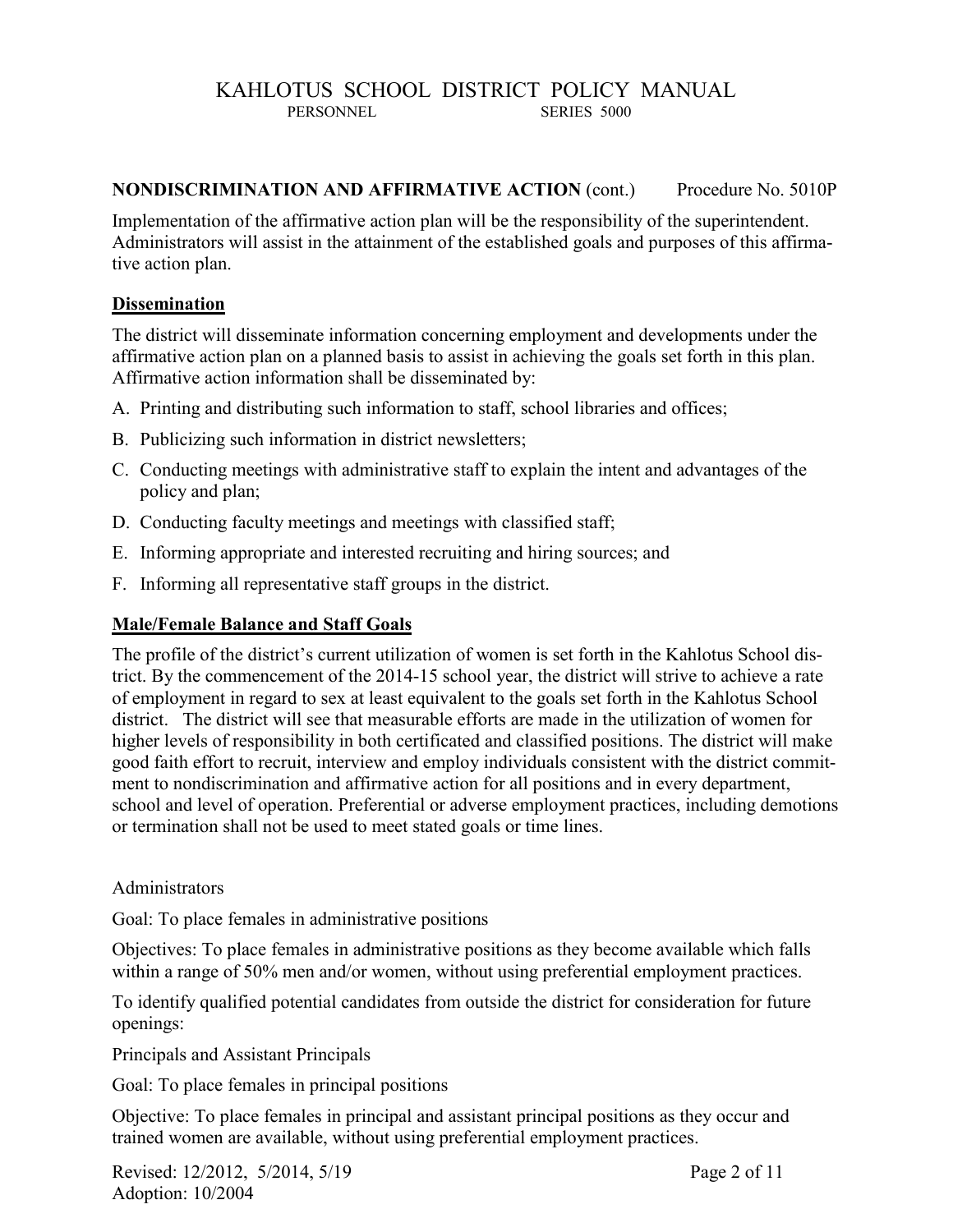**NONDISCRIMINATION AND AFFIRMATIVE ACTION** (cont.) Procedure No. 5010P

Implementation of the affirmative action plan will be the responsibility of the superintendent. Administrators will assist in the attainment of the established goals and purposes of this affirmative action plan.

**Dissemination**

The district will disseminate information concerning employment and developments under the affirmative action plan on a planned basis to assist in achieving the goals set forth in this plan. Affirmative action information shall be disseminated by:

A. Printing and distributing such information to staff, school libraries and offices;

B. Publicizing such information in district newsletters;

C. Conducting meetings with administrative staff to explain the intent and advantages of the policy and plan;

D. Conducting faculty meetings and meetings with classified staff;

E. Informing appropriate and interested recruiting and hiring sources; and

F. Informing all representative staff groups in the district.

**Male/Female Balance and Staff Goals**

The profile of the district's current utilization of women is set forth in the Kahlotus School district. By the commencement of the 2014-15 school year, the district will strive to achieve a rate of employment in regard to sex at least equivalent to the goals set forth in the Kahlotus School district. The district will see that measurable efforts are made in the utilization of women for higher levels of responsibility in both certificated and classified positions. The district will make good faith effort to recruit, interview and employ individuals consistent with the district commitment to nondiscrimination and affirmative action for all positions and in every department, school and level of operation. Preferential or adverse employment practices, including demotions or termination shall not be used to meet stated goals or time lines.

Administrators

Goal: To place females in administrative positions

Objectives: To place females in administrative positions as they become available which falls within a range of 50% men and/or women, without using preferential employment practices.

To identify qualified potential candidates from outside the district for consideration for future openings:

Principals and Assistant Principals

Goal: To place females in principal positions

Objective: To place females in principal and assistant principal positions as they occur and trained women are available, without using preferential employment practices.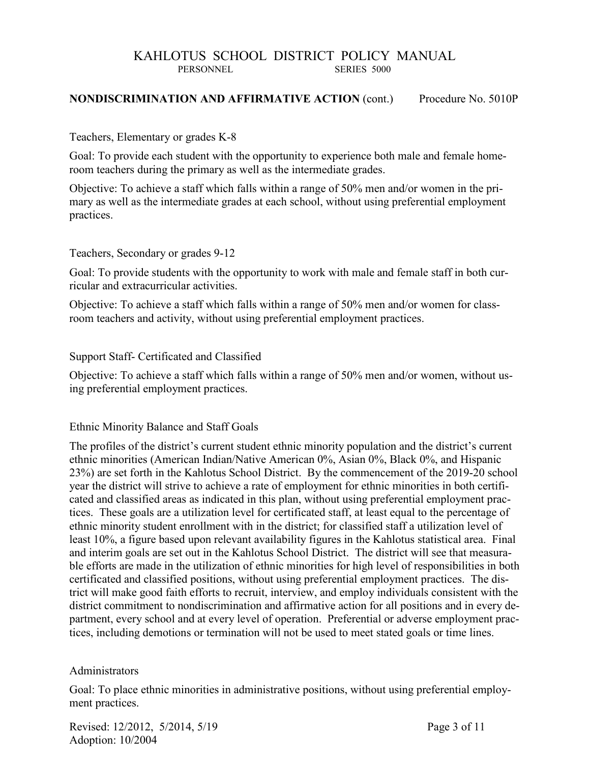**NONDISCRIMINATION AND AFFIRMATIVE ACTION** (cont.) Procedure No. 5010P

Teachers, Elementary or grades K-8

Goal: To provide each student with the opportunity to experience both male and female homeroom teachers during the primary as well as the intermediate grades.

Objective: To achieve a staff which falls within a range of 50% men and/or women in the primary as well as the intermediate grades at each school, without using preferential employment practices.

Teachers, Secondary or grades 9-12

Goal: To provide students with the opportunity to work with male and female staff in both curricular and extracurricular activities.

Objective: To achieve a staff which falls within a range of 50% men and/or women for classroom teachers and activity, without using preferential employment practices.

Support Staff- Certificated and Classified

Objective: To achieve a staff which falls within a range of 50% men and/or women, without using preferential employment practices.

Ethnic Minority Balance and Staff Goals

The profiles of the district's current student ethnic minority population and the district's current ethnic minorities (American Indian/Native American 0%, Asian 0%, Black 0%, and Hispanic 23%) are set forth in the Kahlotus School District. By the commencement of the 2019-20 school year the district will strive to achieve a rate of employment for ethnic minorities in both certificated and classified areas as indicated in this plan, without using preferential employment practices. These goals are a utilization level for certificated staff, at least equal to the percentage of ethnic minority student enrollment with in the district; for classified staff a utilization level of least 10%, a figure based upon relevant availability figures in the Kahlotus statistical area. Final and interim goals are set out in the Kahlotus School District. The district will see that measurable efforts are made in the utilization of ethnic minorities for high level of responsibilities in both certificated and classified positions, without using preferential employment practices. The district will make good faith efforts to recruit, interview, and employ individuals consistent with the district commitment to nondiscrimination and affirmative action for all positions and in every department, every school and at every level of operation. Preferential or adverse employment practices, including demotions or termination will not be used to meet stated goals or time lines.

Administrators

Goal: To place ethnic minorities in administrative positions, without using preferential employment practices.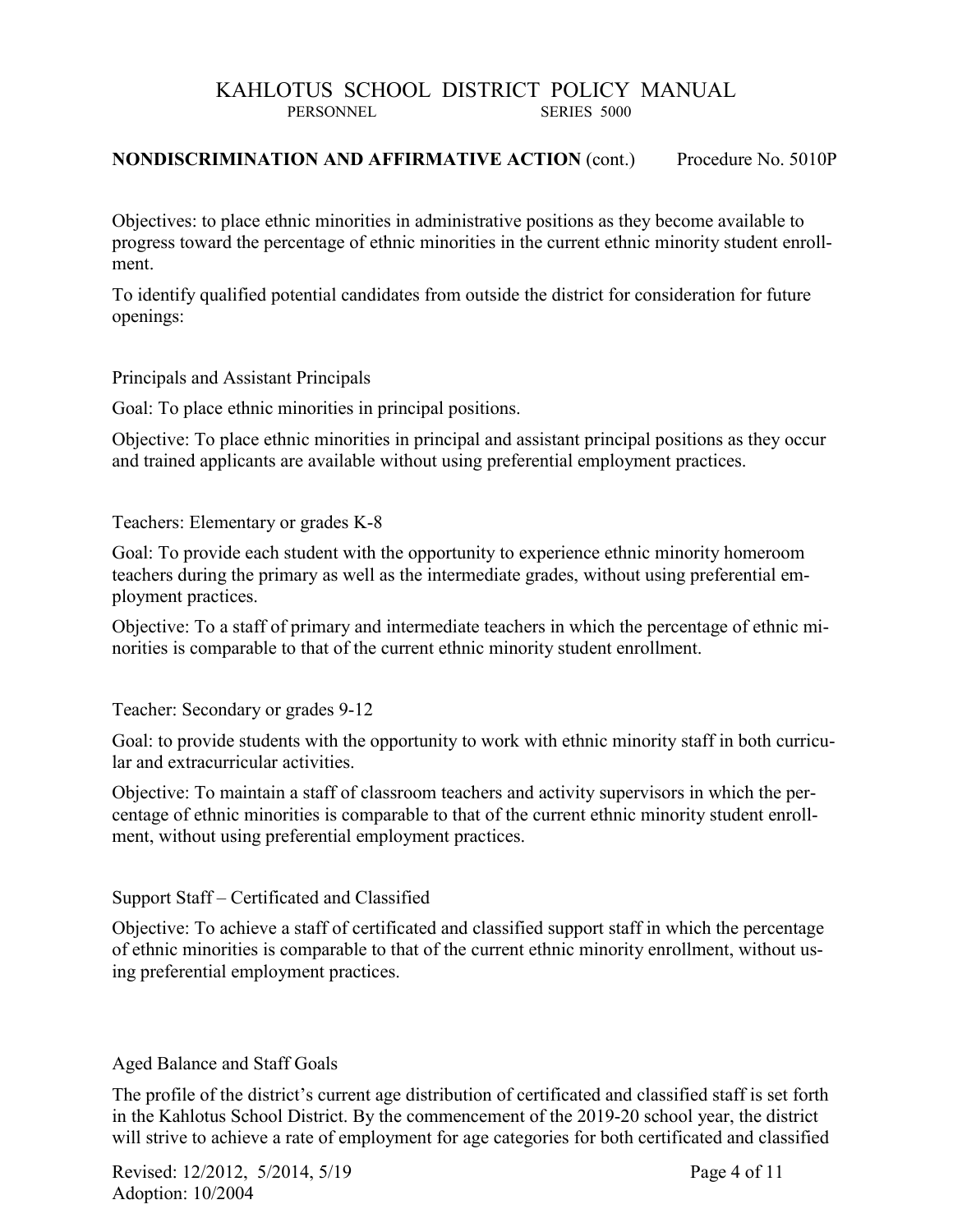**NONDISCRIMINATION AND AFFIRMATIVE ACTION** (cont.) Procedure No. 5010P

Objectives: to place ethnic minorities in administrative positions as they become available to progress toward the percentage of ethnic minorities in the current ethnic minority student enrollment.

To identify qualified potential candidates from outside the district for consideration for future openings:

Principals and Assistant Principals

Goal: To place ethnic minorities in principal positions.

Objective: To place ethnic minorities in principal and assistant principal positions as they occur and trained applicants are available without using preferential employment practices.

Teachers: Elementary or grades K-8

Goal: To provide each student with the opportunity to experience ethnic minority homeroom teachers during the primary as well as the intermediate grades, without using preferential employment practices.

Objective: To a staff of primary and intermediate teachers in which the percentage of ethnic minorities is comparable to that of the current ethnic minority student enrollment.

Teacher: Secondary or grades 9-12

Goal: to provide students with the opportunity to work with ethnic minority staff in both curricular and extracurricular activities.

Objective: To maintain a staff of classroom teachers and activity supervisors in which the percentage of ethnic minorities is comparable to that of the current ethnic minority student enrollment, without using preferential employment practices.

Support Staff – Certificated and Classified

Objective: To achieve a staff of certificated and classified support staff in which the percentage of ethnic minorities is comparable to that of the current ethnic minority enrollment, without using preferential employment practices.

Aged Balance and Staff Goals

The profile of the district's current age distribution of certificated and classified staff is set forth in the Kahlotus School District. By the commencement of the 2019-20 school year, the district will strive to achieve a rate of employment for age categories for both certificated and classified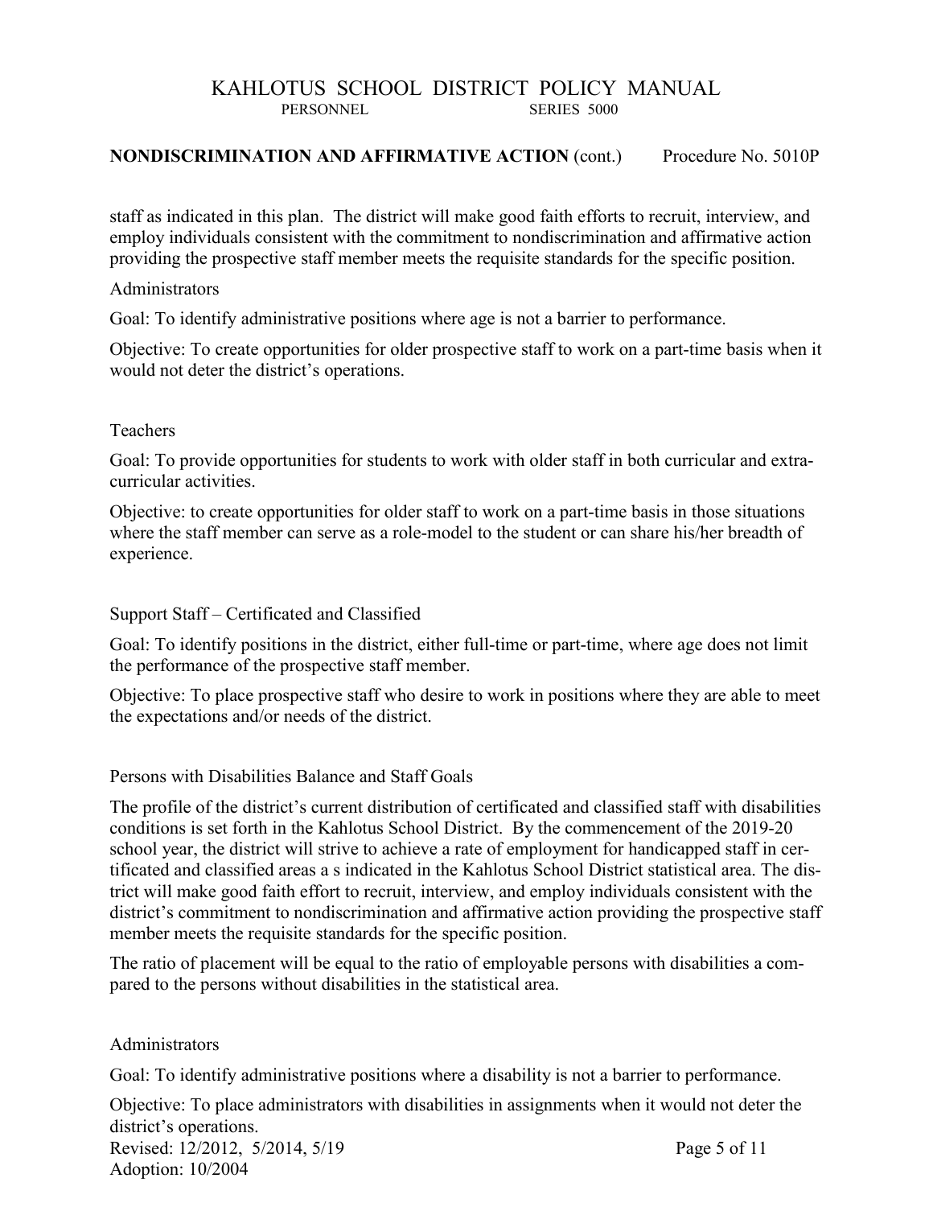staff as indicated in this plan. The district will make good faith efforts to recruit, interview, and employ individuals consistent with the commitment to nondiscrimination and affirmative action providing the prospective staff member meets the requisite standards for the specific position.

Administrators

Goal: To identify administrative positions where age is not a barrier to performance.

Objective: To create opportunities for older prospective staff to work on a part-time basis when it would not deter the district's operations.

Teachers

Goal: To provide opportunities for students to work with older staff in both curricular and extra-curricular activities.

Objective: to create opportunities for older staff to work on a part-time basis in those situations where the staff member can serve as a role-model to the student or can share his/her breadth of experience.

Support Staff – Certificated and Classified

Goal: To identify positions in the district, either full-time or part-time, where age does not limit the performance of the prospective staff member.

Objective: To place prospective staff who desire to work in positions where they are able to meet the expectations and/or needs of the district.

Persons with Disabilities Balance and Staff Goals

The profile of the district's current distribution of certificated and classified staff with disabilities conditions is set forth in the Kahlotus School District. By the commencement of the 2019-20 school year, the district will strive to achieve a rate of employment for handicapped staff in certificated and classified areas a s indicated in the Kahlotus School District statistical area. The district will make good faith effort to recruit, interview, and employ individuals consistent with the district's commitment to nondiscrimination and affirmative action providing the prospective staff member meets the requisite standards for the specific position.

The ratio of placement will be equal to the ratio of employable persons with disabilities a compared to the persons without disabilities in the statistical area.

Administrators

Goal: To identify administrative positions where a disability is not a barrier to performance.

Objective: To place administrators with disabilities in assignments when it would not deter the district's operations.

Revised: 12/2012, 5/2014, 5/19
Adoption: 10/2004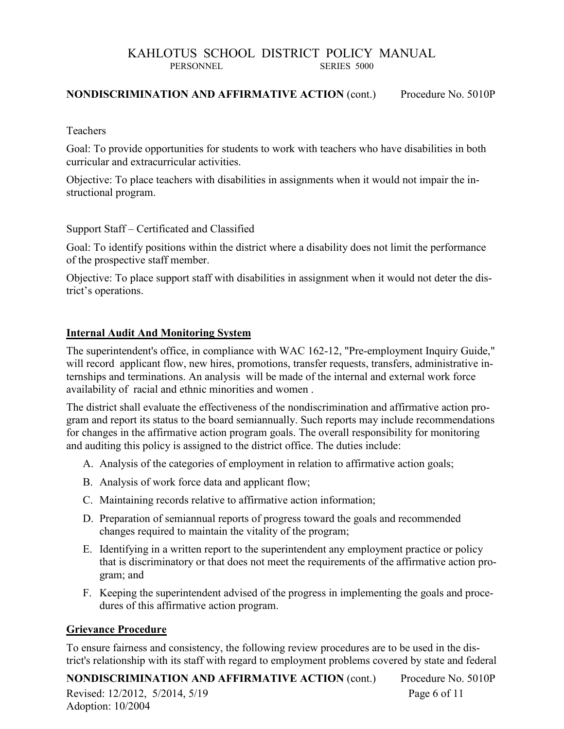Teachers

Goal: To provide opportunities for students to work with teachers who have disabilities in both curricular and extracurricular activities.

Objective: To place teachers with disabilities in assignments when it would not impair the instructional program.

Support Staff – Certificated and Classified

Goal: To identify positions within the district where a disability does not limit the performance of the prospective staff member.

Objective: To place support staff with disabilities in assignment when it would not deter the district's operations.

## Internal Audit And Monitoring System

The superintendent's office, in compliance with WAC 162-12, "Pre-employment Inquiry Guide," will record applicant flow, new hires, promotions, transfer requests, transfers, administrative internships and terminations. An analysis will be made of the internal and external work force availability of racial and ethnic minorities and women .

The district shall evaluate the effectiveness of the nondiscrimination and affirmative action program and report its status to the board semiannually. Such reports may include recommendations for changes in the affirmative action program goals. The overall responsibility for monitoring and auditing this policy is assigned to the district office. The duties include:

A. Analysis of the categories of employment in relation to affirmative action goals;
B. Analysis of work force data and applicant flow;
C. Maintaining records relative to affirmative action information;
D. Preparation of semiannual reports of progress toward the goals and recommended changes required to maintain the vitality of the program;
E. Identifying in a written report to the superintendent any employment practice or policy that is discriminatory or that does not meet the requirements of the affirmative action program; and
F. Keeping the superintendent advised of the progress in implementing the goals and procedures of this affirmative action program.

## Grievance Procedure

To ensure fairness and consistency, the following review procedures are to be used in the district's relationship with its staff with regard to employment problems covered by state and federal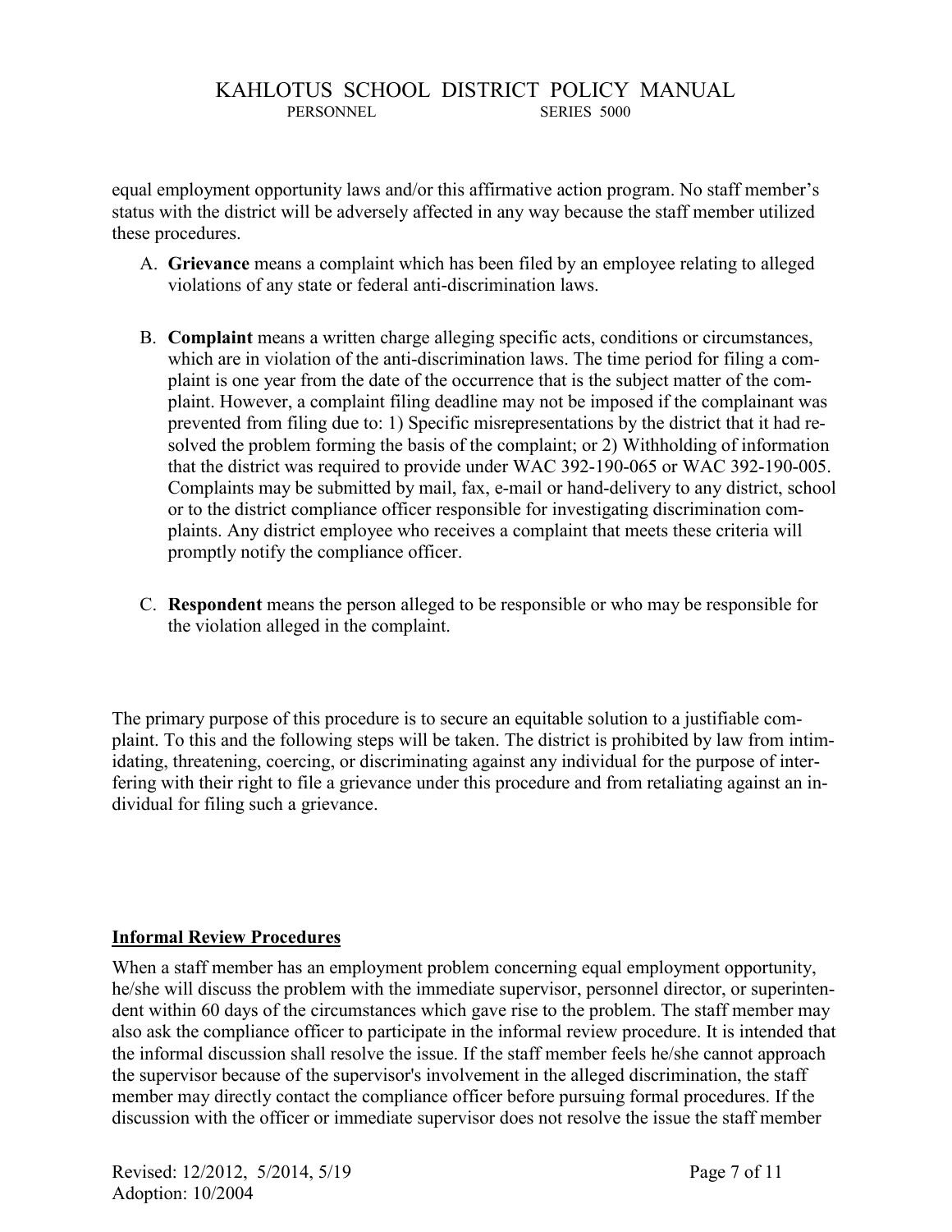equal employment opportunity laws and/or this affirmative action program. No staff member's status with the district will be adversely affected in any way because the staff member utilized these procedures.

A. **Grievance** means a complaint which has been filed by an employee relating to alleged violations of any state or federal anti-discrimination laws.

B. **Complaint** means a written charge alleging specific acts, conditions or circumstances, which are in violation of the anti-discrimination laws. The time period for filing a complaint is one year from the date of the occurrence that is the subject matter of the complaint. However, a complaint filing deadline may not be imposed if the complainant was prevented from filing due to: 1) Specific misrepresentations by the district that it had resolved the problem forming the basis of the complaint; or 2) Withholding of information that the district was required to provide under WAC 392-190-065 or WAC 392-190-005. Complaints may be submitted by mail, fax, e-mail or hand-delivery to any district, school or to the district compliance officer responsible for investigating discrimination complaints. Any district employee who receives a complaint that meets these criteria will promptly notify the compliance officer.

C. **Respondent** means the person alleged to be responsible or who may be responsible for the violation alleged in the complaint.

The primary purpose of this procedure is to secure an equitable solution to a justifiable complaint. To this and the following steps will be taken. The district is prohibited by law from intimidating, threatening, coercing, or discriminating against any individual for the purpose of interfering with their right to file a grievance under this procedure and from retaliating against an individual for filing such a grievance.

## Informal Review Procedures

When a staff member has an employment problem concerning equal employment opportunity, he/she will discuss the problem with the immediate supervisor, personnel director, or superintendent within 60 days of the circumstances which gave rise to the problem. The staff member may also ask the compliance officer to participate in the informal review procedure. It is intended that the informal discussion shall resolve the issue. If the staff member feels he/she cannot approach the supervisor because of the supervisor's involvement in the alleged discrimination, the staff member may directly contact the compliance officer before pursuing formal procedures. If the discussion with the officer or immediate supervisor does not resolve the issue the staff member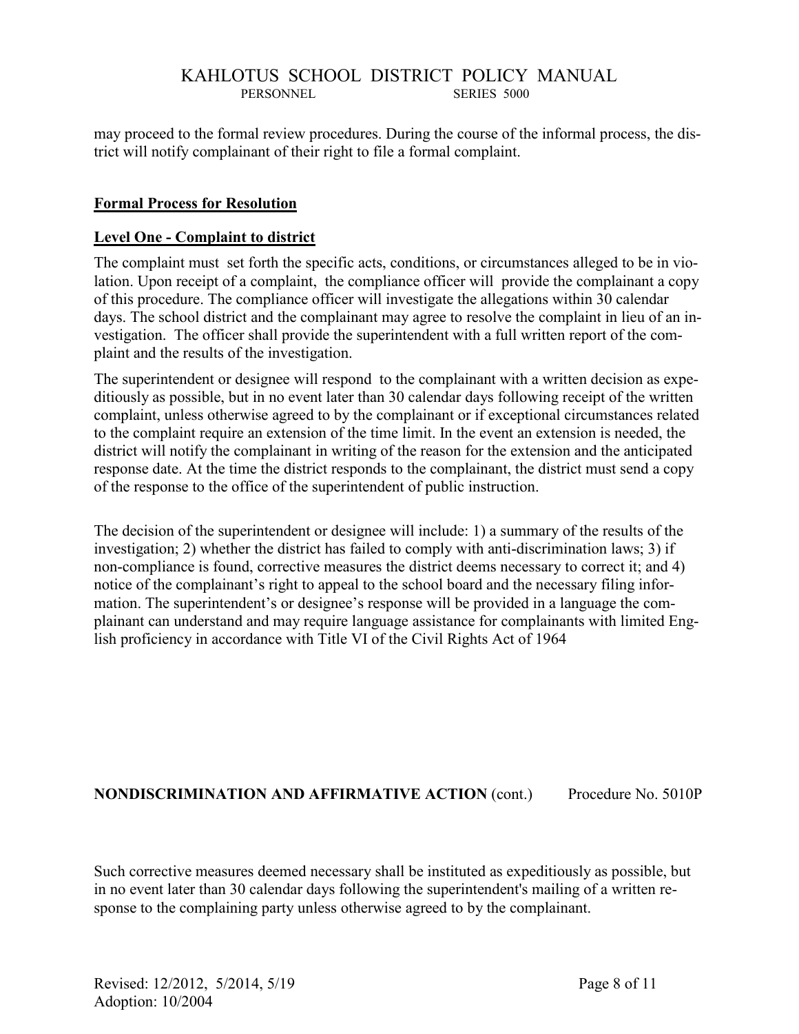may proceed to the formal review procedures. During the course of the informal process, the district will notify complainant of their right to file a formal complaint.

**Formal Process for Resolution**

**Level One - Complaint to district**

The complaint must set forth the specific acts, conditions, or circumstances alleged to be in violation. Upon receipt of a complaint, the compliance officer will provide the complainant a copy of this procedure. The compliance officer will investigate the allegations within 30 calendar days. The school district and the complainant may agree to resolve the complaint in lieu of an investigation. The officer shall provide the superintendent with a full written report of the complaint and the results of the investigation.

The superintendent or designee will respond to the complainant with a written decision as expeditiously as possible, but in no event later than 30 calendar days following receipt of the written complaint, unless otherwise agreed to by the complainant or if exceptional circumstances related to the complaint require an extension of the time limit. In the event an extension is needed, the district will notify the complainant in writing of the reason for the extension and the anticipated response date. At the time the district responds to the complainant, the district must send a copy of the response to the office of the superintendent of public instruction.

The decision of the superintendent or designee will include: 1) a summary of the results of the investigation; 2) whether the district has failed to comply with anti-discrimination laws; 3) if non-compliance is found, corrective measures the district deems necessary to correct it; and 4) notice of the complainant's right to appeal to the school board and the necessary filing information. The superintendent's or designee's response will be provided in a language the complainant can understand and may require language assistance for complainants with limited English proficiency in accordance with Title VI of the Civil Rights Act of 1964

**NONDISCRIMINATION AND AFFIRMATIVE ACTION** (cont.) Procedure No. 5010P

Such corrective measures deemed necessary shall be instituted as expeditiously as possible, but in no event later than 30 calendar days following the superintendent's mailing of a written response to the complaining party unless otherwise agreed to by the complainant.

Revised: 12/2012, 5/2014, 5/19
Adoption: 10/2004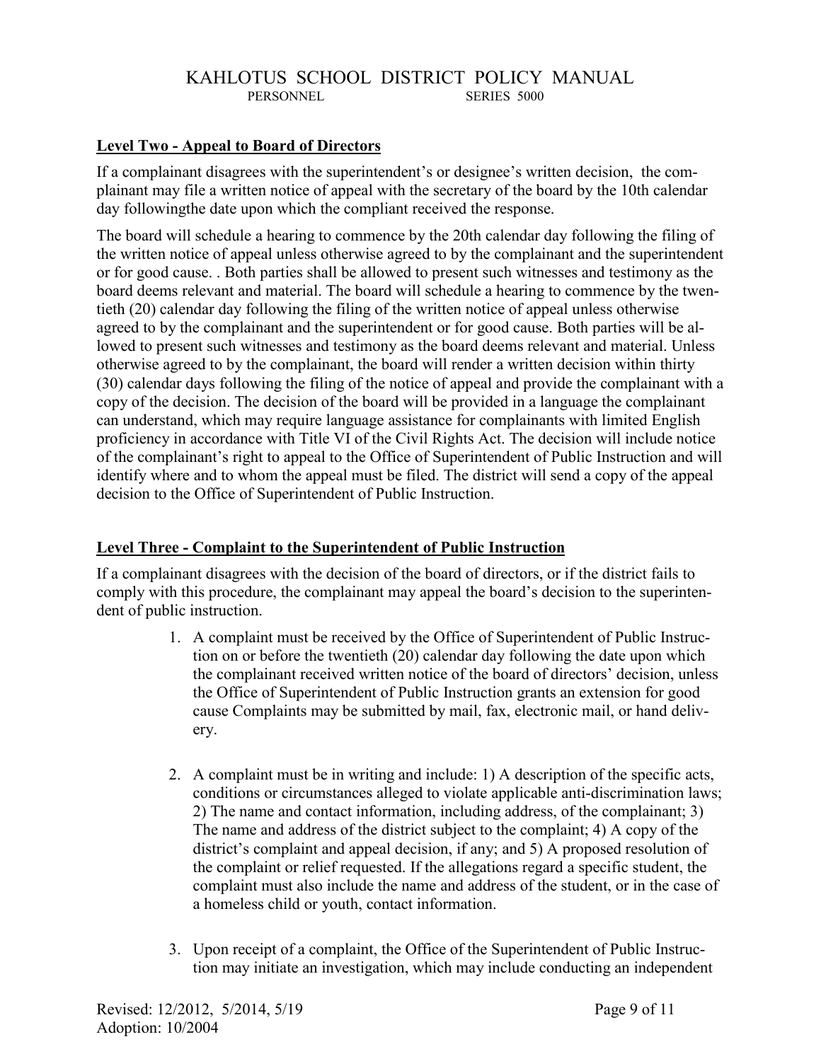## Level Two - Appeal to Board of Directors

If a complainant disagrees with the superintendent's or designee's written decision, the complainant may file a written notice of appeal with the secretary of the board by the 10th calendar day followingthe date upon which the compliant received the response.

The board will schedule a hearing to commence by the 20th calendar day following the filing of the written notice of appeal unless otherwise agreed to by the complainant and the superintendent or for good cause. . Both parties shall be allowed to present such witnesses and testimony as the board deems relevant and material. The board will schedule a hearing to commence by the twentieth (20) calendar day following the filing of the written notice of appeal unless otherwise agreed to by the complainant and the superintendent or for good cause. Both parties will be allowed to present such witnesses and testimony as the board deems relevant and material. Unless otherwise agreed to by the complainant, the board will render a written decision within thirty (30) calendar days following the filing of the notice of appeal and provide the complainant with a copy of the decision. The decision of the board will be provided in a language the complainant can understand, which may require language assistance for complainants with limited English proficiency in accordance with Title VI of the Civil Rights Act. The decision will include notice of the complainant's right to appeal to the Office of Superintendent of Public Instruction and will identify where and to whom the appeal must be filed. The district will send a copy of the appeal decision to the Office of Superintendent of Public Instruction.

## Level Three - Complaint to the Superintendent of Public Instruction

If a complainant disagrees with the decision of the board of directors, or if the district fails to comply with this procedure, the complainant may appeal the board's decision to the superintendent of public instruction.

1. A complaint must be received by the Office of Superintendent of Public Instruction on or before the twentieth (20) calendar day following the date upon which the complainant received written notice of the board of directors' decision, unless the Office of Superintendent of Public Instruction grants an extension for good cause Complaints may be submitted by mail, fax, electronic mail, or hand delivery.

2. A complaint must be in writing and include: 1) A description of the specific acts, conditions or circumstances alleged to violate applicable anti-discrimination laws; 2) The name and contact information, including address, of the complainant; 3) The name and address of the district subject to the complaint; 4) A copy of the district's complaint and appeal decision, if any; and 5) A proposed resolution of the complaint or relief requested. If the allegations regard a specific student, the complaint must also include the name and address of the student, or in the case of a homeless child or youth, contact information.

3. Upon receipt of a complaint, the Office of the Superintendent of Public Instruction may initiate an investigation, which may include conducting an independent

Revised: 12/2012, 5/2014, 5/19
Adoption: 10/2004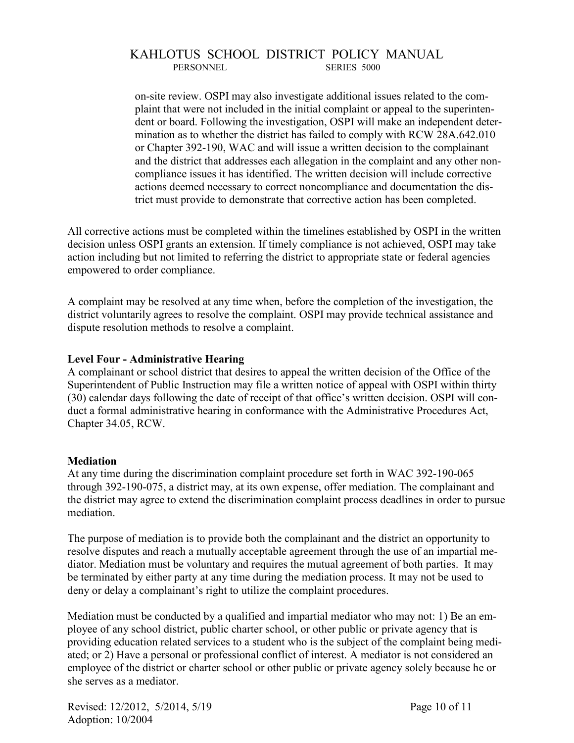on-site review. OSPI may also investigate additional issues related to the complaint that were not included in the initial complaint or appeal to the superintendent or board. Following the investigation, OSPI will make an independent determination as to whether the district has failed to comply with RCW 28A.642.010 or Chapter 392-190, WAC and will issue a written decision to the complainant and the district that addresses each allegation in the complaint and any other noncompliance issues it has identified. The written decision will include corrective actions deemed necessary to correct noncompliance and documentation the district must provide to demonstrate that corrective action has been completed.

All corrective actions must be completed within the timelines established by OSPI in the written decision unless OSPI grants an extension. If timely compliance is not achieved, OSPI may take action including but not limited to referring the district to appropriate state or federal agencies empowered to order compliance.

A complaint may be resolved at any time when, before the completion of the investigation, the district voluntarily agrees to resolve the complaint. OSPI may provide technical assistance and dispute resolution methods to resolve a complaint.

**Level Four - Administrative Hearing**

A complainant or school district that desires to appeal the written decision of the Office of the Superintendent of Public Instruction may file a written notice of appeal with OSPI within thirty (30) calendar days following the date of receipt of that office's written decision. OSPI will conduct a formal administrative hearing in conformance with the Administrative Procedures Act, Chapter 34.05, RCW.

**Mediation**

At any time during the discrimination complaint procedure set forth in WAC 392-190-065 through 392-190-075, a district may, at its own expense, offer mediation. The complainant and the district may agree to extend the discrimination complaint process deadlines in order to pursue mediation.

The purpose of mediation is to provide both the complainant and the district an opportunity to resolve disputes and reach a mutually acceptable agreement through the use of an impartial mediator. Mediation must be voluntary and requires the mutual agreement of both parties. It may be terminated by either party at any time during the mediation process. It may not be used to deny or delay a complainant's right to utilize the complaint procedures.

Mediation must be conducted by a qualified and impartial mediator who may not: 1) Be an employee of any school district, public charter school, or other public or private agency that is providing education related services to a student who is the subject of the complaint being mediated; or 2) Have a personal or professional conflict of interest. A mediator is not considered an employee of the district or charter school or other public or private agency solely because he or she serves as a mediator.

Revised: 12/2012, 5/2014, 5/19
Adoption: 10/2004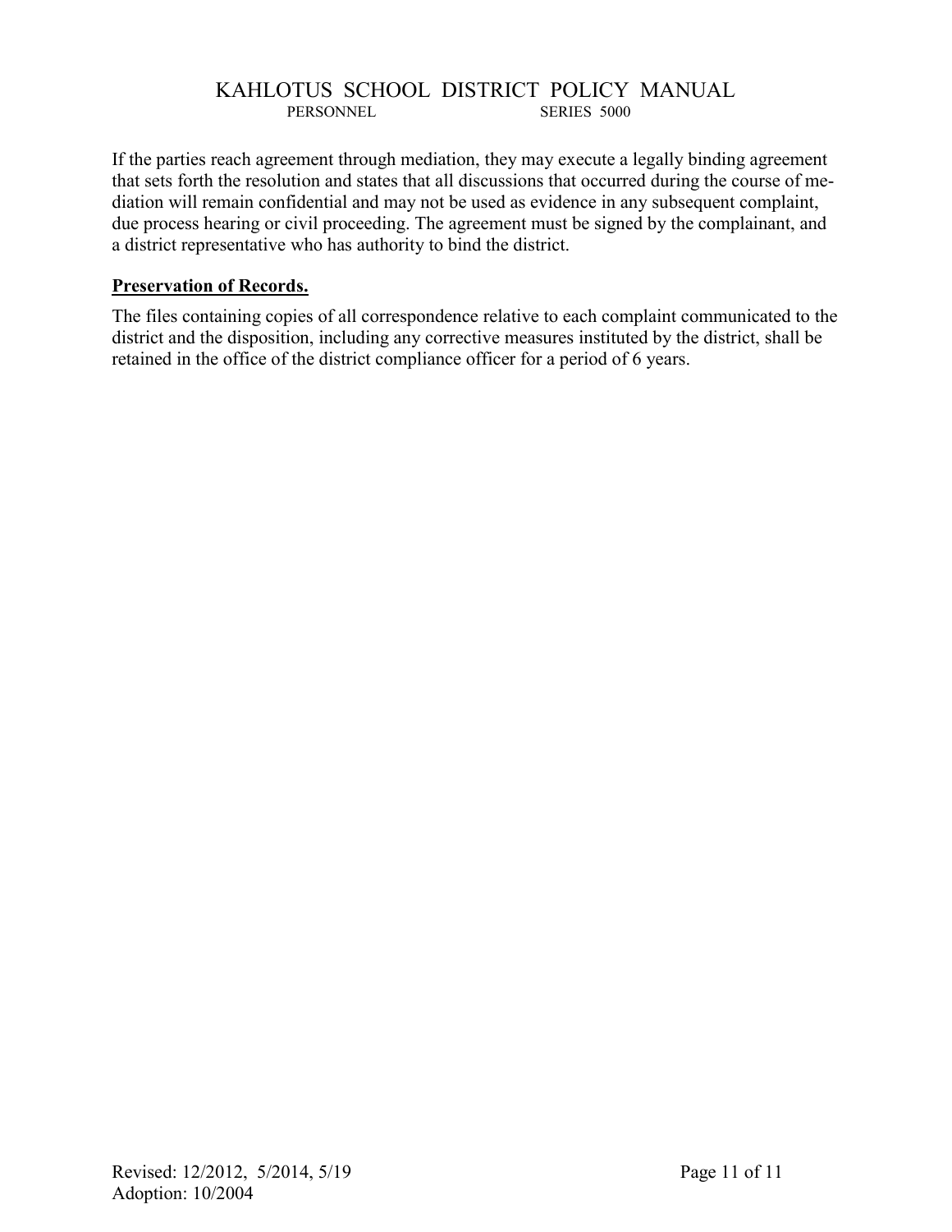If the parties reach agreement through mediation, they may execute a legally binding agreement that sets forth the resolution and states that all discussions that occurred during the course of mediation will remain confidential and may not be used as evidence in any subsequent complaint, due process hearing or civil proceeding. The agreement must be signed by the complainant, and a district representative who has authority to bind the district.

**Preservation of Records.**

The files containing copies of all correspondence relative to each complaint communicated to the district and the disposition, including any corrective measures instituted by the district, shall be retained in the office of the district compliance officer for a period of 6 years.

Revised: 12/2012, 5/2014, 5/19
Adoption: 10/2004